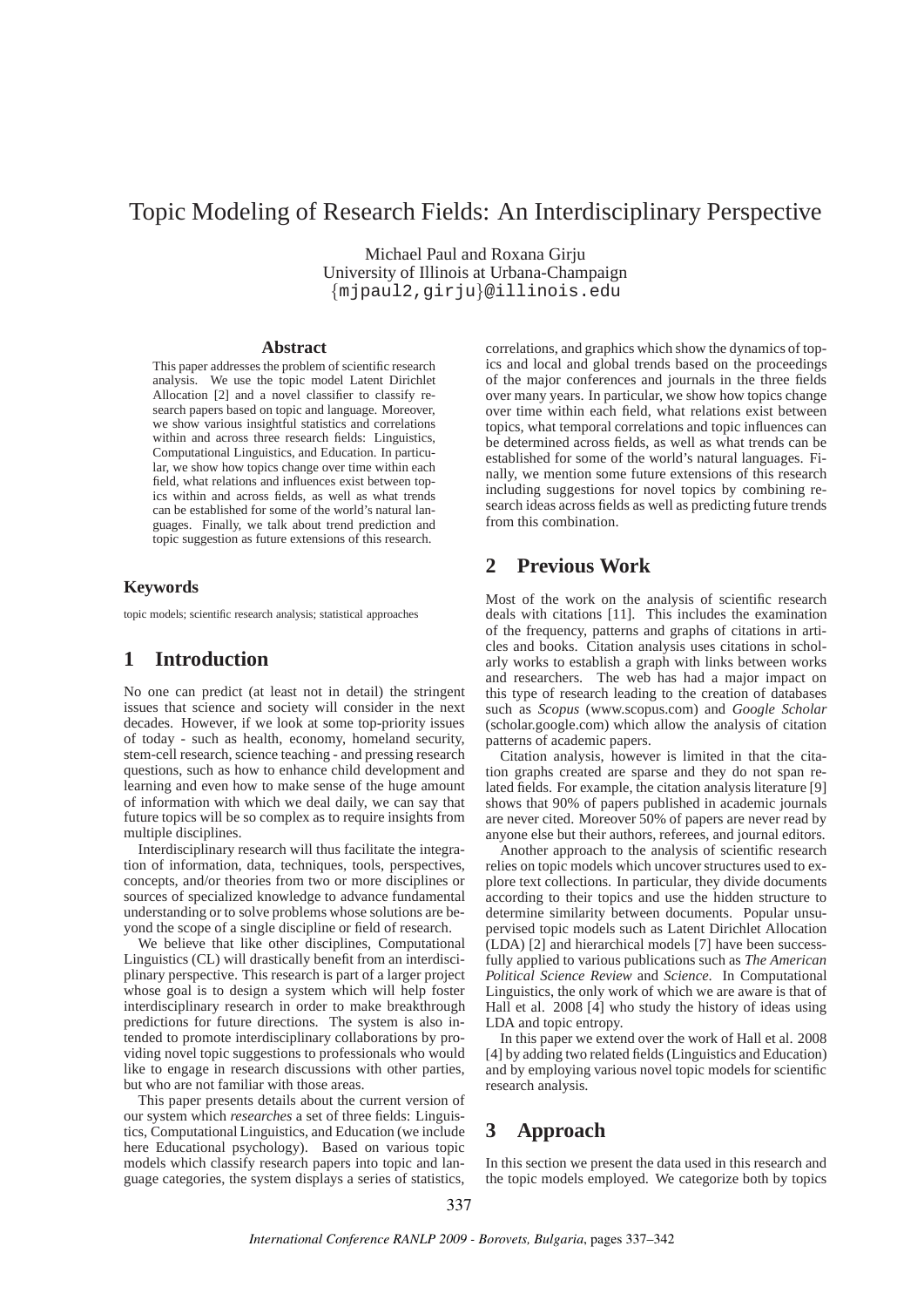# Topic Modeling of Research Fields: An Interdisciplinary Perspective

Michael Paul and Roxana Girju
University of Illinois at Urbana-Champaign
{mjpaul2,girju}@illinois.edu

## Abstract

This paper addresses the problem of scientific research analysis. We use the topic model Latent Dirichlet Allocation [2] and a novel classifier to classify research papers based on topic and language. Moreover, we show various insightful statistics and correlations within and across three research fields: Linguistics, Computational Linguistics, and Education. In particular, we show how topics change over time within each field, what relations and influences exist between topics within and across fields, as well as what trends can be established for some of the world's natural languages. Finally, we talk about trend prediction and topic suggestion as future extensions of this research.

### Keywords

topic models; scientific research analysis; statistical approaches

## 1 Introduction

No one can predict (at least not in detail) the stringent issues that science and society will consider in the next decades. However, if we look at some top-priority issues of today - such as health, economy, homeland security, stem-cell research, science teaching - and pressing research questions, such as how to enhance child development and learning and even how to make sense of the huge amount of information with which we deal daily, we can say that future topics will be so complex as to require insights from multiple disciplines.

Interdisciplinary research will thus facilitate the integration of information, data, techniques, tools, perspectives, concepts, and/or theories from two or more disciplines or sources of specialized knowledge to advance fundamental understanding or to solve problems whose solutions are beyond the scope of a single discipline or field of research.

We believe that like other disciplines, Computational Linguistics (CL) will drastically benefit from an interdisciplinary perspective. This research is part of a larger project whose goal is to design a system which will help foster interdisciplinary research in order to make breakthrough predictions for future directions. The system is also intended to promote interdisciplinary collaborations by providing novel topic suggestions to professionals who would like to engage in research discussions with other parties, but who are not familiar with those areas.

This paper presents details about the current version of our system which *researches* a set of three fields: Linguistics, Computational Linguistics, and Education (we include here Educational psychology). Based on various topic models which classify research papers into topic and language categories, the system displays a series of statistics, correlations, and graphics which show the dynamics of topics and local and global trends based on the proceedings of the major conferences and journals in the three fields over many years. In particular, we show how topics change over time within each field, what relations exist between topics, what temporal correlations and topic influences can be determined across fields, as well as what trends can be established for some of the world's natural languages. Finally, we mention some future extensions of this research including suggestions for novel topics by combining research ideas across fields as well as predicting future trends from this combination.

## 2 Previous Work

Most of the work on the analysis of scientific research deals with citations [11]. This includes the examination of the frequency, patterns and graphs of citations in articles and books. Citation analysis uses citations in scholarly works to establish a graph with links between works and researchers. The web has had a major impact on this type of research leading to the creation of databases such as *Scopus* (www.scopus.com) and *Google Scholar* (scholar.google.com) which allow the analysis of citation patterns of academic papers.

Citation analysis, however is limited in that the citation graphs created are sparse and they do not span related fields. For example, the citation analysis literature [9] shows that 90% of papers published in academic journals are never cited. Moreover 50% of papers are never read by anyone else but their authors, referees, and journal editors.

Another approach to the analysis of scientific research relies on topic models which uncover structures used to explore text collections. In particular, they divide documents according to their topics and use the hidden structure to determine similarity between documents. Popular unsupervised topic models such as Latent Dirichlet Allocation (LDA) [2] and hierarchical models [7] have been successfully applied to various publications such as *The American Political Science Review* and *Science*. In Computational Linguistics, the only work of which we are aware is that of Hall et al. 2008 [4] who study the history of ideas using LDA and topic entropy.

In this paper we extend over the work of Hall et al. 2008 [4] by adding two related fields (Linguistics and Education) and by employing various novel topic models for scientific research analysis.

## 3 Approach

In this section we present the data used in this research and the topic models employed. We categorize both by topics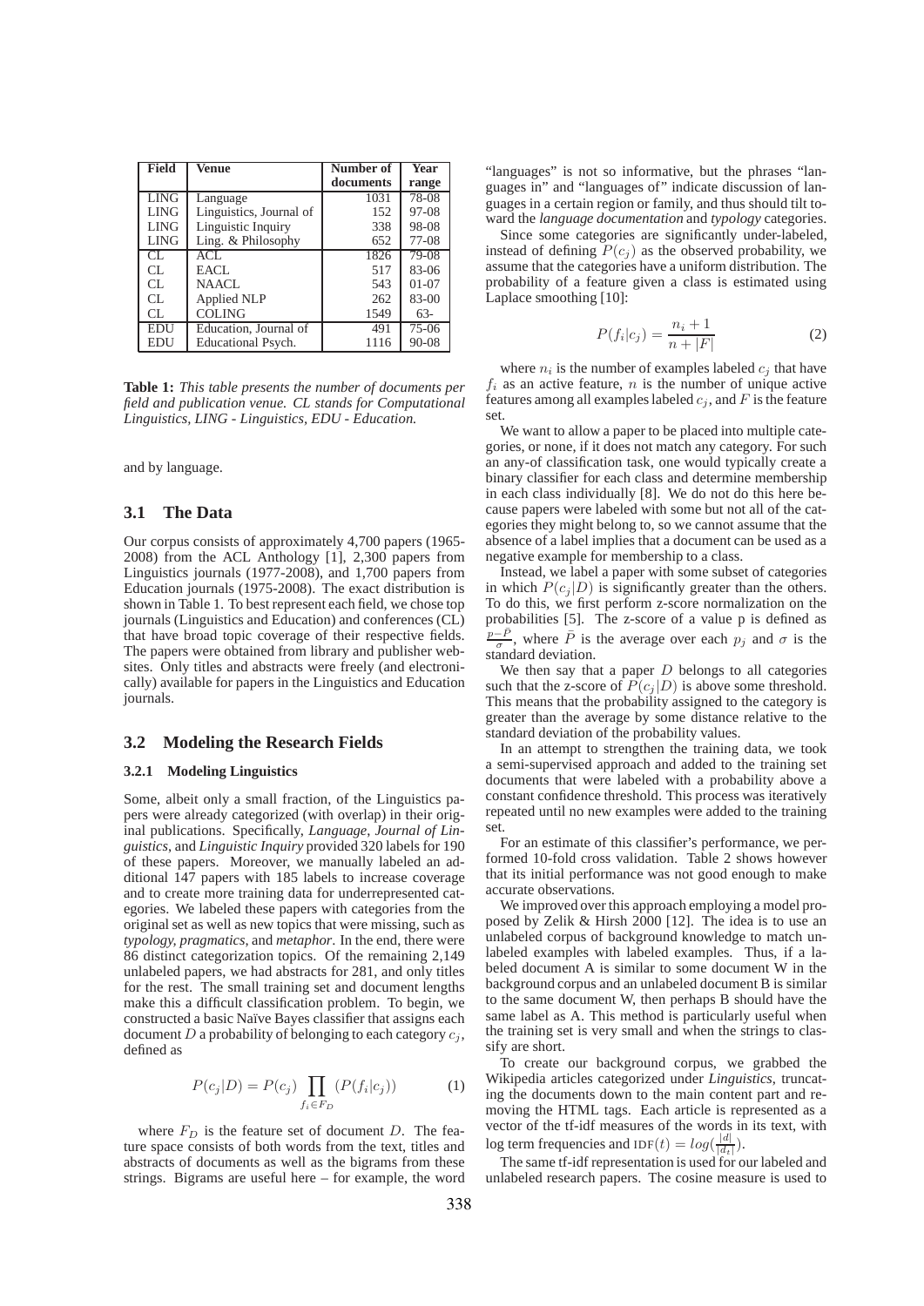| Field | Venue | Number of documents | Year range |
|---|---|---|---|
| LING | Language | 1031 | 78-08 |
| LING | Linguistics, Journal of | 152 | 97-08 |
| LING | Linguistic Inquiry | 338 | 98-08 |
| LING | Ling. & Philosophy | 652 | 77-08 |
| CL | ACL | 1826 | 79-08 |
| CL | EACL | 517 | 83-06 |
| CL | NAACL | 543 | 01-07 |
| CL | Applied NLP | 262 | 83-00 |
| CL | COLING | 1549 | 63- |
| EDU | Education, Journal of | 491 | 75-06 |
| EDU | Educational Psych. | 1116 | 90-08 |

**Table 1:** *This table presents the number of documents per field and publication venue. CL stands for Computational Linguistics, LING - Linguistics, EDU - Education.*

and by language.

## 3.1 The Data

Our corpus consists of approximately 4,700 papers (1965-2008) from the ACL Anthology [1], 2,300 papers from Linguistics journals (1977-2008), and 1,700 papers from Education journals (1975-2008). The exact distribution is shown in Table 1. To best represent each field, we chose top journals (Linguistics and Education) and conferences (CL) that have broad topic coverage of their respective fields. The papers were obtained from library and publisher websites. Only titles and abstracts were freely (and electronically) available for papers in the Linguistics and Education journals.

## 3.2 Modeling the Research Fields

### 3.2.1 Modeling Linguistics

Some, albeit only a small fraction, of the Linguistics papers were already categorized (with overlap) in their original publications. Specifically, *Language*, *Journal of Linguistics*, and *Linguistic Inquiry* provided 320 labels for 190 of these papers. Moreover, we manually labeled an additional 147 papers with 185 labels to increase coverage and to create more training data for underrepresented categories. We labeled these papers with categories from the original set as well as new topics that were missing, such as *typology, pragmatics*, and *metaphor*. In the end, there were 86 distinct categorization topics. Of the remaining 2,149 unlabeled papers, we had abstracts for 281, and only titles for the rest. The small training set and document lengths make this a difficult classification problem. To begin, we constructed a basic Naïve Bayes classifier that assigns each document $D$ a probability of belonging to each category $c_j$, defined as

$$P(c_j|D) = P(c_j) \prod_{f_i \in F_D} (P(f_i|c_j)) \quad (1)$$

where $F_D$ is the feature set of document $D$. The feature space consists of both words from the text, titles and abstracts of documents as well as the bigrams from these strings. Bigrams are useful here – for example, the word "languages" is not so informative, but the phrases "languages in" and "languages of" indicate discussion of languages in a certain region or family, and thus should tilt toward the *language documentation* and *typology* categories.

Since some categories are significantly under-labeled, instead of defining $P(c_j)$ as the observed probability, we assume that the categories have a uniform distribution. The probability of a feature given a class is estimated using Laplace smoothing [10]:

$$P(f_i|c_j) = \frac{n_i + 1}{n + |F|} \quad (2)$$

where $n_i$ is the number of examples labeled $c_j$ that have $f_i$ as an active feature, $n$ is the number of unique active features among all examples labeled $c_j$, and $F$ is the feature set.

We want to allow a paper to be placed into multiple categories, or none, if it does not match any category. For such an any-of classification task, one would typically create a binary classifier for each class and determine membership in each class individually [8]. We do not do this here because papers were labeled with some but not all of the categories they might belong to, so we cannot assume that the absence of a label implies that a document can be used as a negative example for membership to a class.

Instead, we label a paper with some subset of categories in which $P(c_j|D)$ is significantly greater than the others. To do this, we first perform z-score normalization on the probabilities [5]. The z-score of a value p is defined as $\frac{p-\bar{P}}{\sigma}$, where $\bar{P}$ is the average over each $p_j$ and $\sigma$ is the standard deviation.

We then say that a paper $D$ belongs to all categories such that the z-score of $P(c_j|D)$ is above some threshold. This means that the probability assigned to the category is greater than the average by some distance relative to the standard deviation of the probability values.

In an attempt to strengthen the training data, we took a semi-supervised approach and added to the training set documents that were labeled with a probability above a constant confidence threshold. This process was iteratively repeated until no new examples were added to the training set.

For an estimate of this classifier's performance, we performed 10-fold cross validation. Table 2 shows however that its initial performance was not good enough to make accurate observations.

We improved over this approach employing a model proposed by Zelik & Hirsh 2000 [12]. The idea is to use an unlabeled corpus of background knowledge to match unlabeled examples with labeled examples. Thus, if a labeled document A is similar to some document W in the background corpus and an unlabeled document B is similar to the same document W, then perhaps B should have the same label as A. This method is particularly useful when the training set is very small and when the strings to classify are short.

To create our background corpus, we grabbed the Wikipedia articles categorized under *Linguistics*, truncating the documents down to the main content part and removing the HTML tags. Each article is represented as a vector of the tf-idf measures of the words in its text, with log term frequencies and $\text{IDF}(t) = log(\frac{|d|}{|d_t|})$.

The same tf-idf representation is used for our labeled and unlabeled research papers. The cosine measure is used to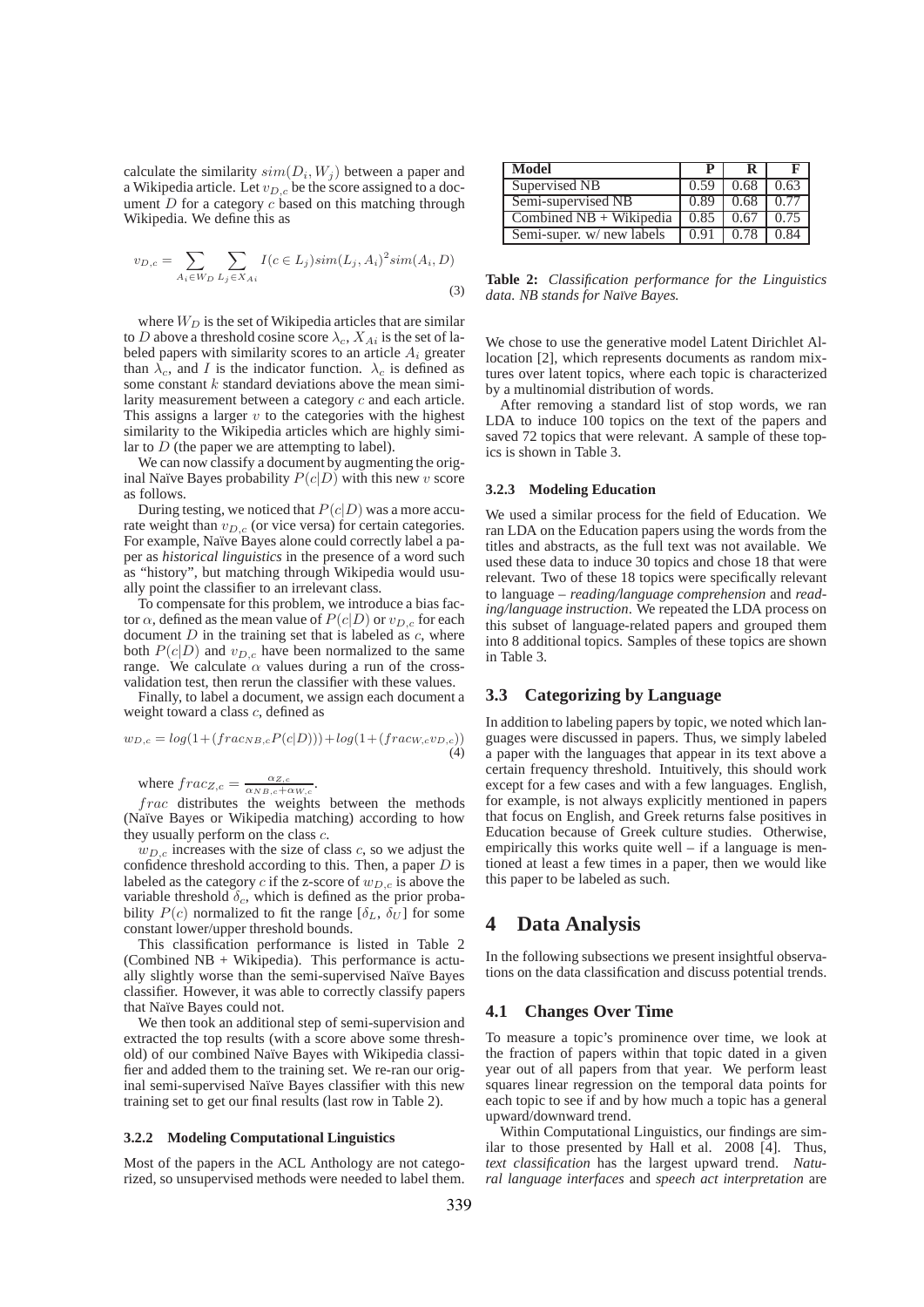calculate the similarity $sim(D_i, W_j)$ between a paper and a Wikipedia article. Let $v_{D,c}$ be the score assigned to a document $D$ for a category $c$ based on this matching through Wikipedia. We define this as

$$v_{D,c} = \sum_{A_i \in W_D} \sum_{L_j \in X_{Ai}} I(c \in L_j) sim(L_j, A_i)^2 sim(A_i, D) \quad (3)$$

where $W_D$ is the set of Wikipedia articles that are similar to $D$ above a threshold cosine score $\lambda_c$, $X_{Ai}$ is the set of labeled papers with similarity scores to an article $A_i$ greater than $\lambda_c$, and $I$ is the indicator function. $\lambda_c$ is defined as some constant $k$ standard deviations above the mean similarity measurement between a category $c$ and each article. This assigns a larger $v$ to the categories with the highest similarity to the Wikipedia articles which are highly similar to $D$ (the paper we are attempting to label).

We can now classify a document by augmenting the original Naïve Bayes probability $P(c|D)$ with this new $v$ score as follows.

During testing, we noticed that $P(c|D)$ was a more accurate weight than $v_{D,c}$ (or vice versa) for certain categories. For example, Naïve Bayes alone could correctly label a paper as *historical linguistics* in the presence of a word such as "history", but matching through Wikipedia would usually point the classifier to an irrelevant class.

To compensate for this problem, we introduce a bias factor $\alpha$, defined as the mean value of $P(c|D)$ or $v_{D,c}$ for each document $D$ in the training set that is labeled as $c$, where both $P(c|D)$ and $v_{D,c}$ have been normalized to the same range. We calculate $\alpha$ values during a run of the cross-validation test, then rerun the classifier with these values.

Finally, to label a document, we assign each document a weight toward a class $c$, defined as

$$w_{D,c} = log(1 + (frac_{NB,c} P(c|D))) + log(1 + (frac_{W,c} v_{D,c})) \quad (4)$$

where $frac_{Z,c} = \frac{\alpha_{Z,c}}{\alpha_{NB,c} + \alpha_{W,c}}$.

$frac$ distributes the weights between the methods (Naïve Bayes or Wikipedia matching) according to how they usually perform on the class $c$.

$w_{D,c}$ increases with the size of class $c$, so we adjust the confidence threshold according to this. Then, a paper $D$ is labeled as the category $c$ if the z-score of $w_{D,c}$ is above the variable threshold $\delta_c$, which is defined as the prior probability $P(c)$ normalized to fit the range [$\delta_L$, $\delta_U$] for some constant lower/upper threshold bounds.

This classification performance is listed in Table 2 (Combined NB + Wikipedia). This performance is actually slightly worse than the semi-supervised Naïve Bayes classifier. However, it was able to correctly classify papers that Naïve Bayes could not.

We then took an additional step of semi-supervision and extracted the top results (with a score above some threshold) of our combined Naïve Bayes with Wikipedia classifier and added them to the training set. We re-ran our original semi-supervised Naïve Bayes classifier with this new training set to get our final results (last row in Table 2).

#### 3.2.2 Modeling Computational Linguistics

Most of the papers in the ACL Anthology are not categorized, so unsupervised methods were needed to label them.

| Model | P | R | F |
|---|---|---|---|
| Supervised NB | 0.59 | 0.68 | 0.63 |
| Semi-supervised NB | 0.89 | 0.68 | 0.77 |
| Combined NB + Wikipedia | 0.85 | 0.67 | 0.75 |
| Semi-super. w/ new labels | 0.91 | 0.78 | 0.84 |

**Table 2:** *Classification performance for the Linguistics data. NB stands for Naïve Bayes.*

We chose to use the generative model Latent Dirichlet Allocation [2], which represents documents as random mixtures over latent topics, where each topic is characterized by a multinomial distribution of words.

After removing a standard list of stop words, we ran LDA to induce 100 topics on the text of the papers and saved 72 topics that were relevant. A sample of these topics is shown in Table 3.

#### 3.2.3 Modeling Education

We used a similar process for the field of Education. We ran LDA on the Education papers using the words from the titles and abstracts, as the full text was not available. We used these data to induce 30 topics and chose 18 that were relevant. Two of these 18 topics were specifically relevant to language – *reading/language comprehension* and *reading/language instruction*. We repeated the LDA process on this subset of language-related papers and grouped them into 8 additional topics. Samples of these topics are shown in Table 3.

### 3.3 Categorizing by Language

In addition to labeling papers by topic, we noted which languages were discussed in papers. Thus, we simply labeled a paper with the languages that appear in its text above a certain frequency threshold. Intuitively, this should work except for a few cases and with a few languages. English, for example, is not always explicitly mentioned in papers that focus on English, and Greek returns false positives in Education because of Greek culture studies. Otherwise, empirically this works quite well – if a language is mentioned at least a few times in a paper, then we would like this paper to be labeled as such.

## 4 Data Analysis

In the following subsections we present insightful observations on the data classification and discuss potential trends.

### 4.1 Changes Over Time

To measure a topic's prominence over time, we look at the fraction of papers within that topic dated in a given year out of all papers from that year. We perform least squares linear regression on the temporal data points for each topic to see if and by how much a topic has a general upward/downward trend.

Within Computational Linguistics, our findings are similar to those presented by Hall et al. 2008 [4]. Thus, *text classification* has the largest upward trend. *Natural language interfaces* and *speech act interpretation* are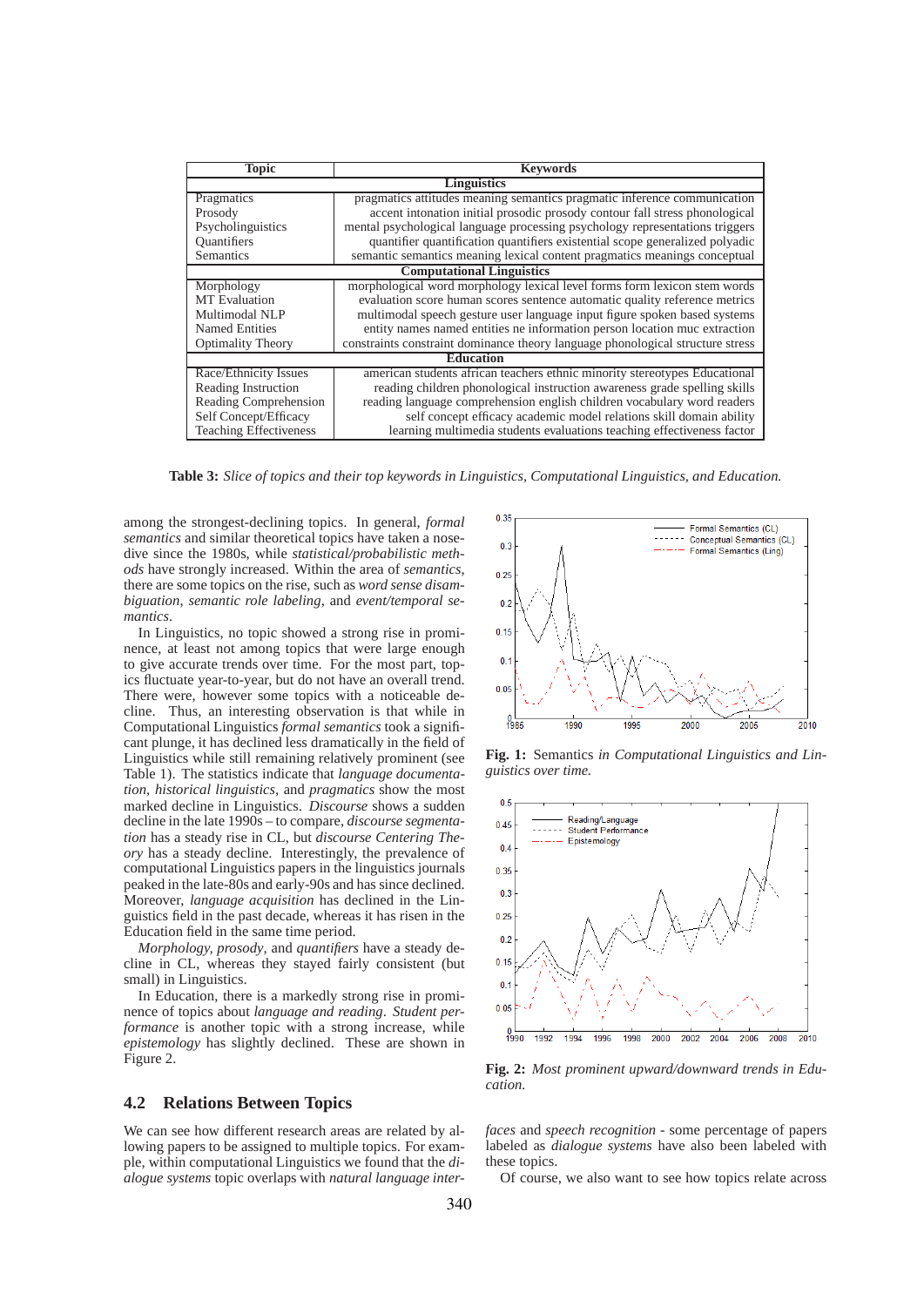| Topic | Keywords |
|---|---|
| **Linguistics** | |
| Pragmatics | pragmatics attitudes meaning semantics pragmatic inference communication |
| Prosody | accent intonation initial prosodic prosody contour fall stress phonological |
| Psycholinguistics | mental psychological language processing psychology representations triggers |
| Quantifiers | quantifier quantification quantifiers existential scope generalized polyadic |
| Semantics | semantic semantics meaning lexical content pragmatics meanings conceptual |
| **Computational Linguistics** | |
| Morphology | morphological word morphology lexical level forms form lexicon stem words |
| MT Evaluation | evaluation score human scores sentence automatic quality reference metrics |
| Multimodal NLP | multimodal speech gesture user language input figure spoken based systems |
| Named Entities | entity names named entities ne information person location muc extraction |
| Optimality Theory | constraints constraint dominance theory language phonological structure stress |
| **Education** | |
| Race/Ethnicity Issues | american students african teachers ethnic minority stereotypes Educational |
| Reading Instruction | reading children phonological instruction awareness grade spelling skills |
| Reading Comprehension | reading language comprehension english children vocabulary word readers |
| Self Concept/Efficacy | self concept efficacy academic model relations skill domain ability |
| Teaching Effectiveness | learning multimedia students evaluations teaching effectiveness factor |

**Table 3:** *Slice of topics and their top keywords in Linguistics, Computational Linguistics, and Education.*

among the strongest-declining topics. In general, *formal semantics* and similar theoretical topics have taken a nose-dive since the 1980s, while *statistical/probabilistic methods* have strongly increased. Within the area of *semantics*, there are some topics on the rise, such as *word sense disambiguation*, *semantic role labeling*, and *event/temporal semantics*.

In Linguistics, no topic showed a strong rise in prominence, at least not among topics that were large enough to give accurate trends over time. For the most part, topics fluctuate year-to-year, but do not have an overall trend. There were, however some topics with a noticeable decline. Thus, an interesting observation is that while in Computational Linguistics *formal semantics* took a significant plunge, it has declined less dramatically in the field of Linguistics while still remaining relatively prominent (see Table 1). The statistics indicate that *language documentation*, *historical linguistics*, and *pragmatics* show the most marked decline in Linguistics. *Discourse* shows a sudden decline in the late 1990s – to compare, *discourse segmentation* has a steady rise in CL, but *discourse Centering Theory* has a steady decline. Interestingly, the prevalence of computational Linguistics papers in the linguistics journals peaked in the late-80s and early-90s and has since declined. Moreover, *language acquisition* has declined in the Linguistics field in the past decade, whereas it has risen in the Education field in the same time period.

*Morphology*, *prosody*, and *quantifiers* have a steady decline in CL, whereas they stayed fairly consistent (but small) in Linguistics.

In Education, there is a markedly strong rise in prominence of topics about *language and reading*. *Student performance* is another topic with a strong increase, while *epistemology* has slightly declined. These are shown in Figure 2.

**Fig. 1:** Semantics *in Computational Linguistics and Linguistics over time.*

**Fig. 2:** *Most prominent upward/downward trends in Education.*

## 4.2 Relations Between Topics

We can see how different research areas are related by allowing papers to be assigned to multiple topics. For example, within computational Linguistics we found that the *dialogue systems* topic overlaps with *natural language interfaces* and *speech recognition* - some percentage of papers labeled as *dialogue systems* have also been labeled with these topics.

Of course, we also want to see how topics relate across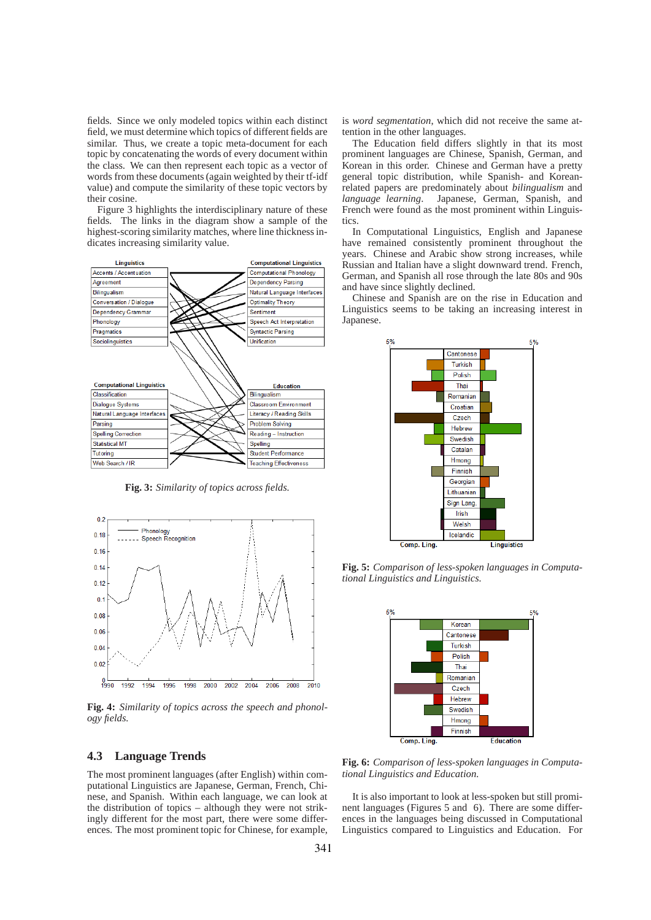fields. Since we only modeled topics within each distinct field, we must determine which topics of different fields are similar. Thus, we create a topic meta-document for each topic by concatenating the words of every document within the class. We can then represent each topic as a vector of words from these documents (again weighted by their tf-idf value) and compute the similarity of these topic vectors by their cosine.

Figure 3 highlights the interdisciplinary nature of these fields. The links in the diagram show a sample of the highest-scoring similarity matches, where line thickness indicates increasing similarity value.

**Fig. 3:** *Similarity of topics across fields.*

**Fig. 4:** *Similarity of topics across the speech and phonology fields.*

## 4.3 Language Trends

The most prominent languages (after English) within computational Linguistics are Japanese, German, French, Chinese, and Spanish. Within each language, we can look at the distribution of topics – although they were not strikingly different for the most part, there were some differences. The most prominent topic for Chinese, for example, is *word segmentation*, which did not receive the same attention in the other languages.

The Education field differs slightly in that its most prominent languages are Chinese, Spanish, German, and Korean in this order. Chinese and German have a pretty general topic distribution, while Spanish- and Korean-related papers are predominately about *bilingualism* and *language learning*. Japanese, German, Spanish, and French were found as the most prominent within Linguistics.

In Computational Linguistics, English and Japanese have remained consistently prominent throughout the years. Chinese and Arabic show strong increases, while Russian and Italian have a slight downward trend. French, German, and Spanish all rose through the late 80s and 90s and have since slightly declined.

Chinese and Spanish are on the rise in Education and Linguistics seems to be taking an increasing interest in Japanese.

**Fig. 5:** *Comparison of less-spoken languages in Computational Linguistics and Linguistics.*

**Fig. 6:** *Comparison of less-spoken languages in Computational Linguistics and Education.*

It is also important to look at less-spoken but still prominent languages (Figures 5 and 6). There are some differences in the languages being discussed in Computational Linguistics compared to Linguistics and Education. For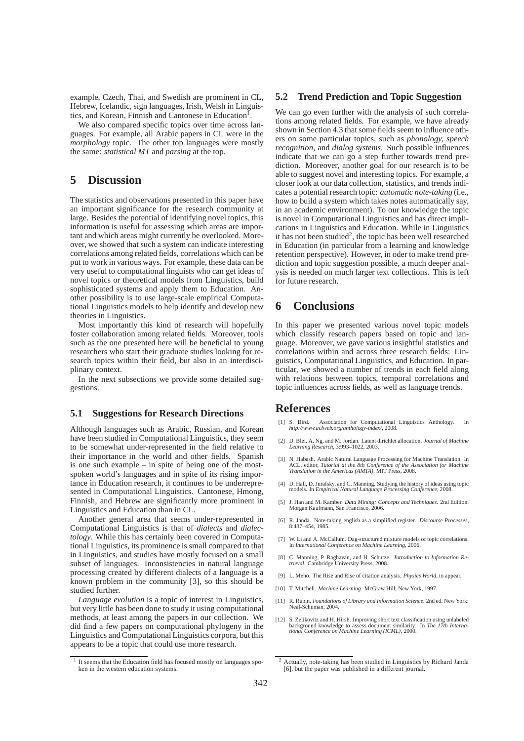example, Czech, Thai, and Swedish are prominent in CL, Hebrew, Icelandic, sign languages, Irish, Welsh in Linguistics, and Korean, Finnish and Cantonese in Education[1].

We also compared specific topics over time across languages. For example, all Arabic papers in CL were in the *morphology* topic. The other top languages were mostly the same: *statistical MT* and *parsing* at the top.

# 5 Discussion

The statistics and observations presented in this paper have an important significance for the research community at large. Besides the potential of identifying novel topics, this information is useful for assessing which areas are important and which areas might currently be overlooked. Moreover, we showed that such a system can indicate interesting correlations among related fields, correlations which can be put to work in various ways. For example, these data can be very useful to computational linguists who can get ideas of novel topics or theoretical models from Linguistics, build sophisticated systems and apply them to Education. Another possibility is to use large-scale empirical Computational Linguistics models to help identify and develop new theories in Linguistics.

Most importantly this kind of research will hopefully foster collaboration among related fields. Moreover, tools such as the one presented here will be beneficial to young researchers who start their graduate studies looking for research topics within their field, but also in an interdisciplinary context.

In the next subsections we provide some detailed suggestions.

## 5.1 Suggestions for Research Directions

Although languages such as Arabic, Russian, and Korean have been studied in Computational Linguistics, they seem to be somewhat under-represented in the field relative to their importance in the world and other fields. Spanish is one such example – in spite of being one of the most-spoken world's languages and in spite of its rising importance in Education research, it continues to be underrepresented in Computational Linguistics. Cantonese, Hmong, Finnish, and Hebrew are significantly more prominent in Linguistics and Education than in CL.

Another general area that seems under-represented in Computational Linguistics is that of *dialects* and *dialectology*. While this has certainly been covered in Computational Linguistics, its prominence is small compared to that in Linguistics, and studies have mostly focused on a small subset of languages. Inconsistencies in natural language processing created by different dialects of a language is a known problem in the community [3], so this should be studied further.

*Language evolution* is a topic of interest in Linguistics, but very little has been done to study it using computational methods, at least among the papers in our collection. We did find a few papers on computational phylogeny in the Linguistics and Computational Linguistics corpora, but this appears to be a topic that could use more research.

## 5.2 Trend Prediction and Topic Suggestion

We can go even further with the analysis of such correlations among related fields. For example, we have already shown in Section 4.3 that some fields seem to influence others on some particular topics, such as *phonology, speech recognition*, and *dialog systems*. Such possible influences indicate that we can go a step further towards trend prediction. Moreover, another goal for our research is to be able to suggest novel and interesting topics. For example, a closer look at our data collection, statistics, and trends indicates a potential research topic: *automatic note-taking* (i.e., how to build a system which takes notes automatically say, in an academic environment). To our knowledge the topic is novel in Computational Linguistics and has direct implications in Linguistics and Education. While in Linguistics it has not been studied[2], the topic has been well researched in Education (in particular from a learning and knowledge retention perspective). However, in oder to make trend prediction and topic suggestion possible, a much deeper analysis is needed on much larger text collections. This is left for future research.

# 6 Conclusions

In this paper we presented various novel topic models which classify research papers based on topic and language. Moreover, we gave various insightful statistics and correlations within and across three research fields: Linguistics, Computational Linguistics, and Education. In particular, we showed a number of trends in each field along with relations between topics, temporal correlations and topic influences across fields, as well as language trends.

# References

[1] S. Bird. Association for Computational Linguistics Anthology. In *http://www.aclweb.org/anthology-index/*, 2008.

[2] D. Blei, A. Ng, and M. Jordan. Latent dirichlet allocation. *Journal of Machine Learning Research*, 3:993–1022, 2003.

[3] N. Habash. Arabic Natural Language Processing for Machine Translation. In ACL, editor, *Tutorial at the 8th Conference of the Association for Machine Translation in the Americas (AMTA)*. MIT Press, 2008.

[4] D. Hall, D. Jurafsky, and C. Manning. Studying the history of ideas using topic models. In *Empirical Natural Language Processing Conference*, 2008.

[5] J. Han and M. Kamber. *Data Mining: Concepts and Techniques*. 2nd Edition. Morgan Kaufmann, San Francisco, 2006.

[6] R. Janda. Note-taking english as a simplified register. *Discourse Processes*, 8:437–454, 1985.

[7] W. Li and A. McCallum. Dag-structured mixture models of topic correlations. In *International Conference on Machine Learning*, 2006.

[8] C. Manning, P. Raghavan, and H. Schutze. *Introduction to Information Retrieval*. Cambridge University Press, 2008.

[9] L. Meho. The Rise and Rise of citation analysis. *Physics World*, to appear.

[10] T. Mitchell. *Machine Learning*. McGraw Hill, New York, 1997.

[11] R. Rubin. *Foundations of Library and Information Science*. 2nd ed. New York: Neal-Schuman, 2004.

[12] S. Zelikovitz and H. Hirsh. Improving short text classification using unlabeled background knowledge to assess document similarity. In *The 17th International Conference on Machine Learning (ICML)*, 2000.

---

[1] It seems that the Education field has focused mostly on languages spoken in the western education systems.

[2] Actually, note-taking has been studied in Linguistics by Richard Janda [6], but the paper was published in a different journal.